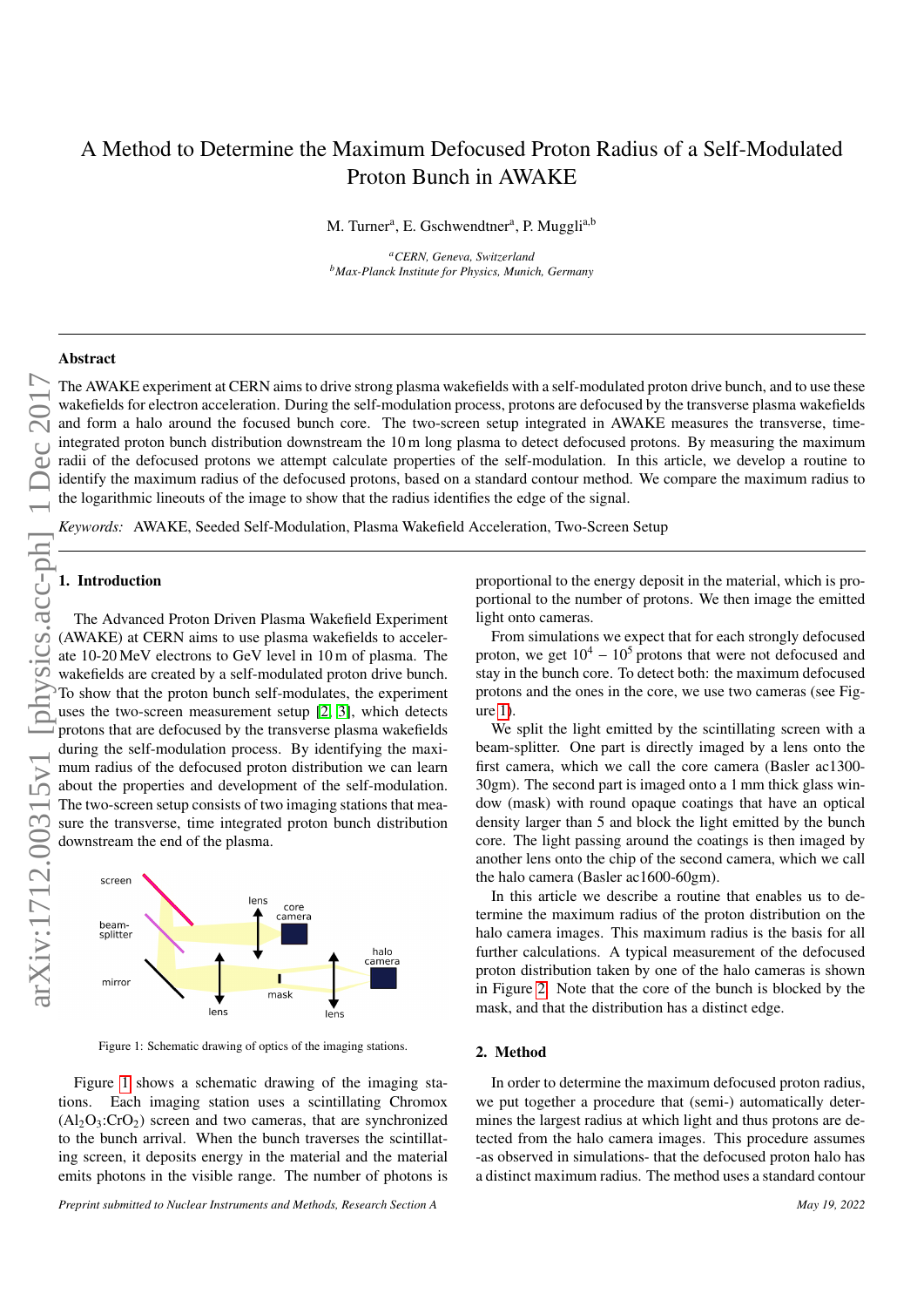# A Method to Determine the Maximum Defocused Proton Radius of a Self-Modulated Proton Bunch in AWAKE

M. Turner[a], E. Gschwendtner[a], P. Muggli[a,b]

[a] *CERN, Geneva, Switzerland*
[b] *Max-Planck Institute for Physics, Munich, Germany*

## Abstract

The AWAKE experiment at CERN aims to drive strong plasma wakefields with a self-modulated proton drive bunch, and to use these wakefields for electron acceleration. During the self-modulation process, protons are defocused by the transverse plasma wakefields and form a halo around the focused bunch core. The two-screen setup integrated in AWAKE measures the transverse, time-integrated proton bunch distribution downstream the 10 m long plasma to detect defocused protons. By measuring the maximum radii of the defocused protons we attempt calculate properties of the self-modulation. In this article, we develop a routine to identify the maximum radius of the defocused protons, based on a standard contour method. We compare the maximum radius to the logarithmic lineouts of the image to show that the radius identifies the edge of the signal.

*Keywords:* AWAKE, Seeded Self-Modulation, Plasma Wakefield Acceleration, Two-Screen Setup

## 1. Introduction

The Advanced Proton Driven Plasma Wakefield Experiment (AWAKE) at CERN aims to use plasma wakefields to accelerate 10-20 MeV electrons to GeV level in 10 m of plasma. The wakefields are created by a self-modulated proton drive bunch. To show that the proton bunch self-modulates, the experiment uses the two-screen measurement setup [2, 3], which detects protons that are defocused by the transverse plasma wakefields during the self-modulation process. By identifying the maximum radius of the defocused proton distribution we can learn about the properties and development of the self-modulation. The two-screen setup consists of two imaging stations that measure the transverse, time integrated proton bunch distribution downstream the end of the plasma.

Figure 1: Schematic drawing of optics of the imaging stations.

Figure 1 shows a schematic drawing of the imaging stations. Each imaging station uses a scintillating Chromox ($Al_2O_3$:$CrO_2$) screen and two cameras, that are synchronized to the bunch arrival. When the bunch traverses the scintillating screen, it deposits energy in the material and the material emits photons in the visible range. The number of photons is proportional to the energy deposit in the material, which is proportional to the number of protons. We then image the emitted light onto cameras.

From simulations we expect that for each strongly defocused proton, we get $10^4 - 10^5$ protons that were not defocused and stay in the bunch core. To detect both: the maximum defocused protons and the ones in the core, we use two cameras (see Figure 1).

We split the light emitted by the scintillating screen with a beam-splitter. One part is directly imaged by a lens onto the first camera, which we call the core camera (Basler ac1300-30gm). The second part is imaged onto a 1 mm thick glass window (mask) with round opaque coatings that have an optical density larger than 5 and block the light emitted by the bunch core. The light passing around the coatings is then imaged by another lens onto the chip of the second camera, which we call the halo camera (Basler ac1600-60gm).

In this article we describe a routine that enables us to determine the maximum radius of the proton distribution on the halo camera images. This maximum radius is the basis for all further calculations. A typical measurement of the defocused proton distribution taken by one of the halo cameras is shown in Figure 2. Note that the core of the bunch is blocked by the mask, and that the distribution has a distinct edge.

## 2. Method

In order to determine the maximum defocused proton radius, we put together a procedure that (semi-) automatically determines the largest radius at which light and thus protons are detected from the halo camera images. This procedure assumes -as observed in simulations- that the defocused proton halo has a distinct maximum radius. The method uses a standard contour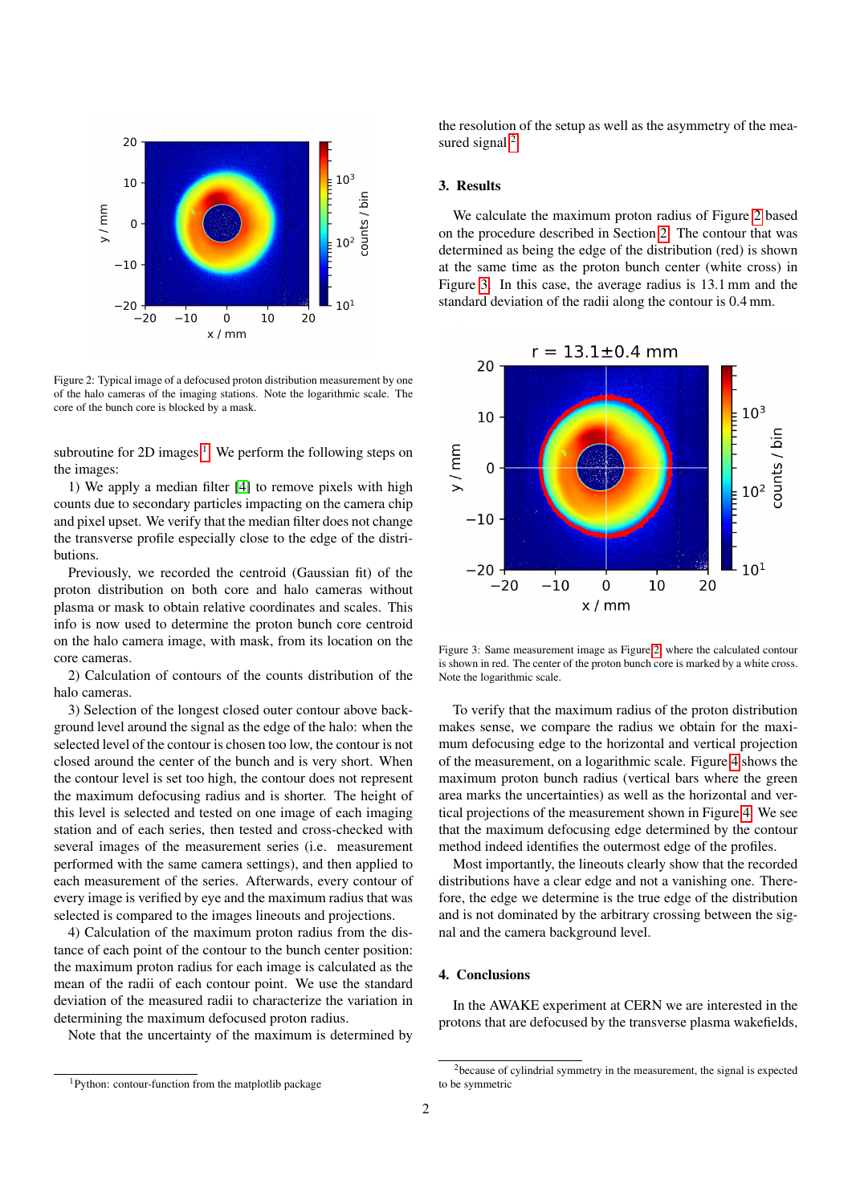Figure 2: Typical image of a defocused proton distribution measurement by one of the halo cameras of the imaging stations. Note the logarithmic scale. The core of the bunch core is blocked by a mask.

subroutine for 2D images[1]. We perform the following steps on the images:

1) We apply a median filter [4] to remove pixels with high counts due to secondary particles impacting on the camera chip and pixel upset. We verify that the median filter does not change the transverse profile especially close to the edge of the distributions.

Previously, we recorded the centroid (Gaussian fit) of the proton distribution on both core and halo cameras without plasma or mask to obtain relative coordinates and scales. This info is now used to determine the proton bunch core centroid on the halo camera image, with mask, from its location on the core cameras.

2) Calculation of contours of the counts distribution of the halo cameras.

3) Selection of the longest closed outer contour above background level around the signal as the edge of the halo: when the selected level of the contour is chosen too low, the contour is not closed around the center of the bunch and is very short. When the contour level is set too high, the contour does not represent the maximum defocusing radius and is shorter. The height of this level is selected and tested on one image of each imaging station and of each series, then tested and cross-checked with several images of the measurement series (i.e. measurement performed with the same camera settings), and then applied to each measurement of the series. Afterwards, every contour of every image is verified by eye and the maximum radius that was selected is compared to the images lineouts and projections.

4) Calculation of the maximum proton radius from the distance of each point of the contour to the bunch center position: the maximum proton radius for each image is calculated as the mean of the radii of each contour point. We use the standard deviation of the measured radii to characterize the variation in determining the maximum defocused proton radius.

Note that the uncertainty of the maximum is determined by the resolution of the setup as well as the asymmetry of the measured signal[2].

## 3. Results

We calculate the maximum proton radius of Figure 2 based on the procedure described in Section 2. The contour that was determined as being the edge of the distribution (red) is shown at the same time as the proton bunch center (white cross) in Figure 3. In this case, the average radius is 13.1 mm and the standard deviation of the radii along the contour is 0.4 mm.

Figure 3: Same measurement image as Figure 2, where the calculated contour is shown in red. The center of the proton bunch core is marked by a white cross. Note the logarithmic scale.

To verify that the maximum radius of the proton distribution makes sense, we compare the radius we obtain for the maximum defocusing edge to the horizontal and vertical projection of the measurement, on a logarithmic scale. Figure 4 shows the maximum proton bunch radius (vertical bars where the green area marks the uncertainties) as well as the horizontal and vertical projections of the measurement shown in Figure 4. We see that the maximum defocusing edge determined by the contour method indeed identifies the outermost edge of the profiles.

Most importantly, the lineouts clearly show that the recorded distributions have a clear edge and not a vanishing one. Therefore, the edge we determine is the true edge of the distribution and is not dominated by the arbitrary crossing between the signal and the camera background level.

## 4. Conclusions

In the AWAKE experiment at CERN we are interested in the protons that are defocused by the transverse plasma wakefields,

[1] Python: contour-function from the matplotlib package

[2] because of cylindrial symmetry in the measurement, the signal is expected to be symmetric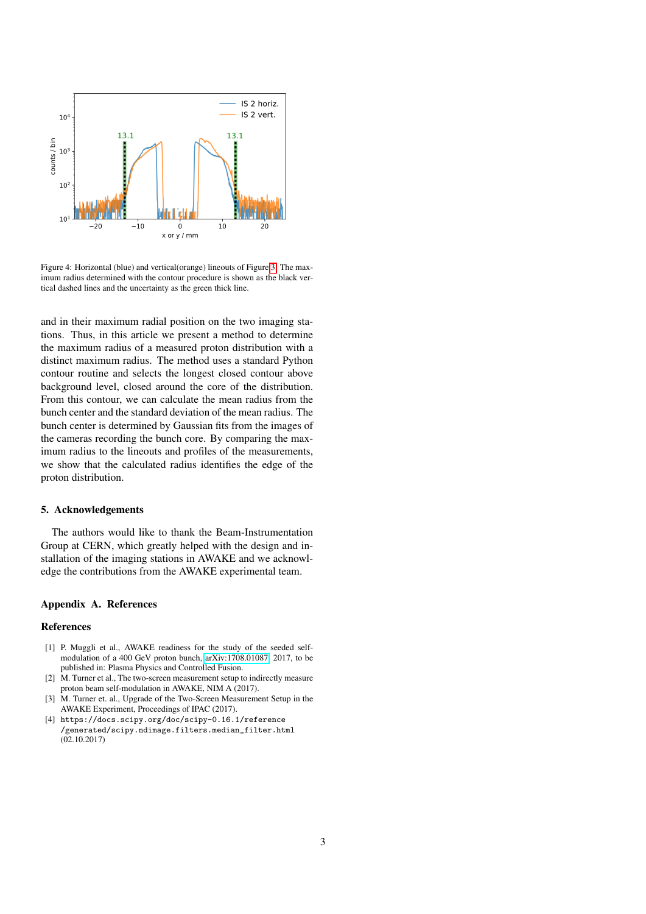IS 2 horiz.
IS 2 vert.
13.1
13.1
counts / bin
$10^4$
$10^3$
$10^2$
$10^1$
−20
−10
0
10
20
x or y / mm

Figure 4: Horizontal (blue) and vertical(orange) lineouts of Figure 3. The maximum radius determined with the contour procedure is shown as the black vertical dashed lines and the uncertainty as the green thick line.

and in their maximum radial position on the two imaging stations. Thus, in this article we present a method to determine the maximum radius of a measured proton distribution with a distinct maximum radius. The method uses a standard Python contour routine and selects the longest closed contour above background level, closed around the core of the distribution. From this contour, we can calculate the mean radius from the bunch center and the standard deviation of the mean radius. The bunch center is determined by Gaussian fits from the images of the cameras recording the bunch core. By comparing the maximum radius to the lineouts and profiles of the measurements, we show that the calculated radius identifies the edge of the proton distribution.

## 5. Acknowledgements

The authors would like to thank the Beam-Instrumentation Group at CERN, which greatly helped with the design and installation of the imaging stations in AWAKE and we acknowledge the contributions from the AWAKE experimental team.

## Appendix A. References

## References

[1] P. Muggli et al., AWAKE readiness for the study of the seeded self-modulation of a 400 GeV proton bunch, arXiv:1708.01087, 2017, to be published in: Plasma Physics and Controlled Fusion.

[2] M. Turner et al., The two-screen measurement setup to indirectly measure proton beam self-modulation in AWAKE, NIM A (2017).

[3] M. Turner et. al., Upgrade of the Two-Screen Measurement Setup in the AWAKE Experiment, Proceedings of IPAC (2017).

[4] https://docs.scipy.org/doc/scipy-0.16.1/reference/generated/scipy.ndimage.filters.median_filter.html (02.10.2017)